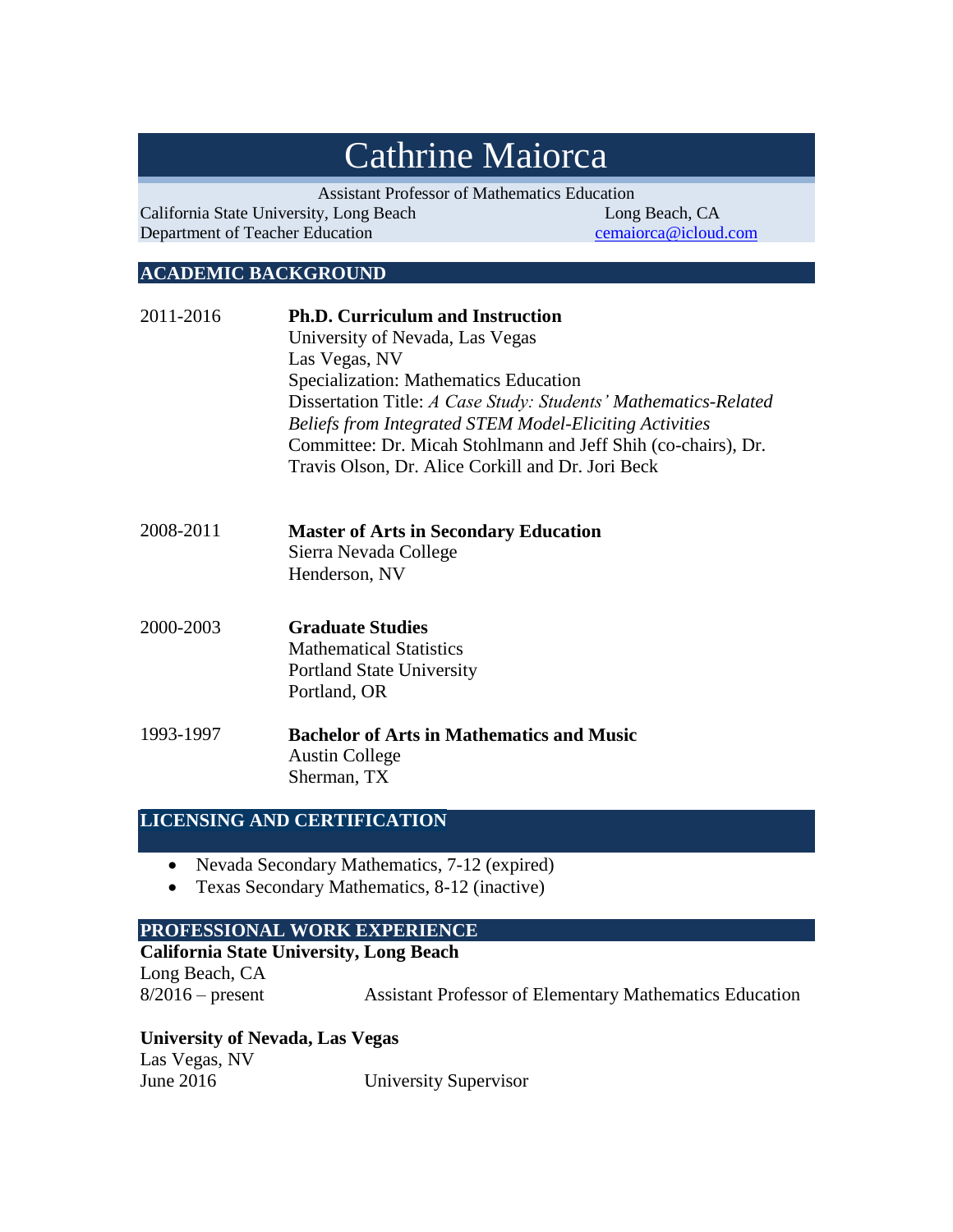# Cathrine Maiorca

Assistant Professor of Mathematics Education

California State University, Long Beach
Department of Teacher Education

Long Beach, CA
cemaiorca@icloud.com

## ACADEMIC BACKGROUND

2011-2016 **Ph.D. Curriculum and Instruction**
University of Nevada, Las Vegas
Las Vegas, NV
Specialization: Mathematics Education
Dissertation Title: *A Case Study: Students' Mathematics-Related Beliefs from Integrated STEM Model-Eliciting Activities*
Committee: Dr. Micah Stohlmann and Jeff Shih (co-chairs), Dr. Travis Olson, Dr. Alice Corkill and Dr. Jori Beck

2008-2011 **Master of Arts in Secondary Education**
Sierra Nevada College
Henderson, NV

2000-2003 **Graduate Studies**
Mathematical Statistics
Portland State University
Portland, OR

1993-1997 **Bachelor of Arts in Mathematics and Music**
Austin College
Sherman, TX

## LICENSING AND CERTIFICATION

- Nevada Secondary Mathematics, 7-12 (expired)
- Texas Secondary Mathematics, 8-12 (inactive)

## PROFESSIONAL WORK EXPERIENCE

**California State University, Long Beach**
Long Beach, CA
8/2016 – present Assistant Professor of Elementary Mathematics Education

**University of Nevada, Las Vegas**
Las Vegas, NV
June 2016 University Supervisor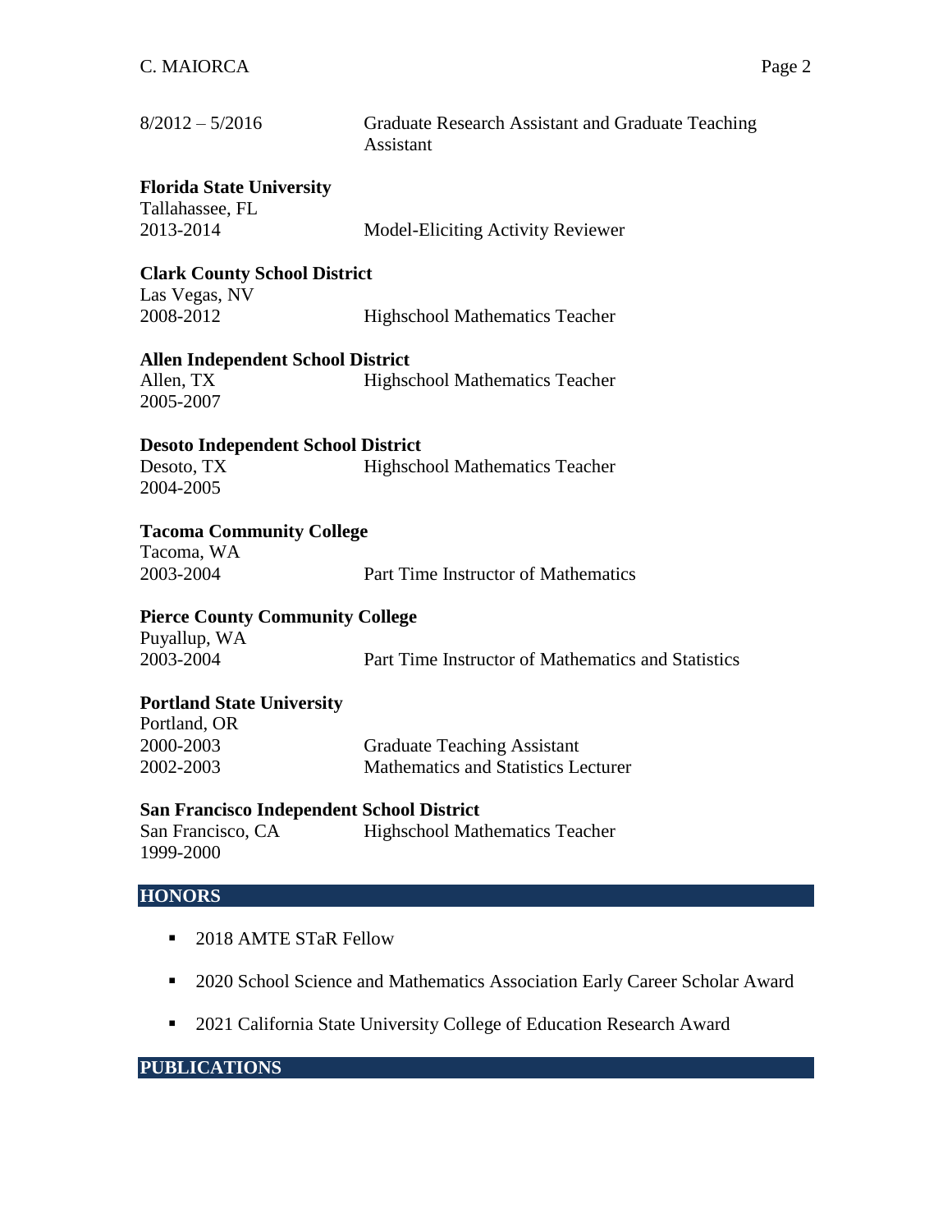8/2012 – 5/2016 Graduate Research Assistant and Graduate Teaching Assistant

**Florida State University**
Tallahassee, FL
2013-2014 Model-Eliciting Activity Reviewer

**Clark County School District**
Las Vegas, NV
2008-2012 Highschool Mathematics Teacher

**Allen Independent School District**
Allen, TX
2005-2007 Highschool Mathematics Teacher

**Desoto Independent School District**
Desoto, TX
2004-2005 Highschool Mathematics Teacher

**Tacoma Community College**
Tacoma, WA
2003-2004 Part Time Instructor of Mathematics

**Pierce County Community College**
Puyallup, WA
2003-2004 Part Time Instructor of Mathematics and Statistics

**Portland State University**
Portland, OR
2000-2003 Graduate Teaching Assistant
2002-2003 Mathematics and Statistics Lecturer

**San Francisco Independent School District**
San Francisco, CA
1999-2000 Highschool Mathematics Teacher

## HONORS

- 2018 AMTE STaR Fellow
- 2020 School Science and Mathematics Association Early Career Scholar Award
- 2021 California State University College of Education Research Award

## PUBLICATIONS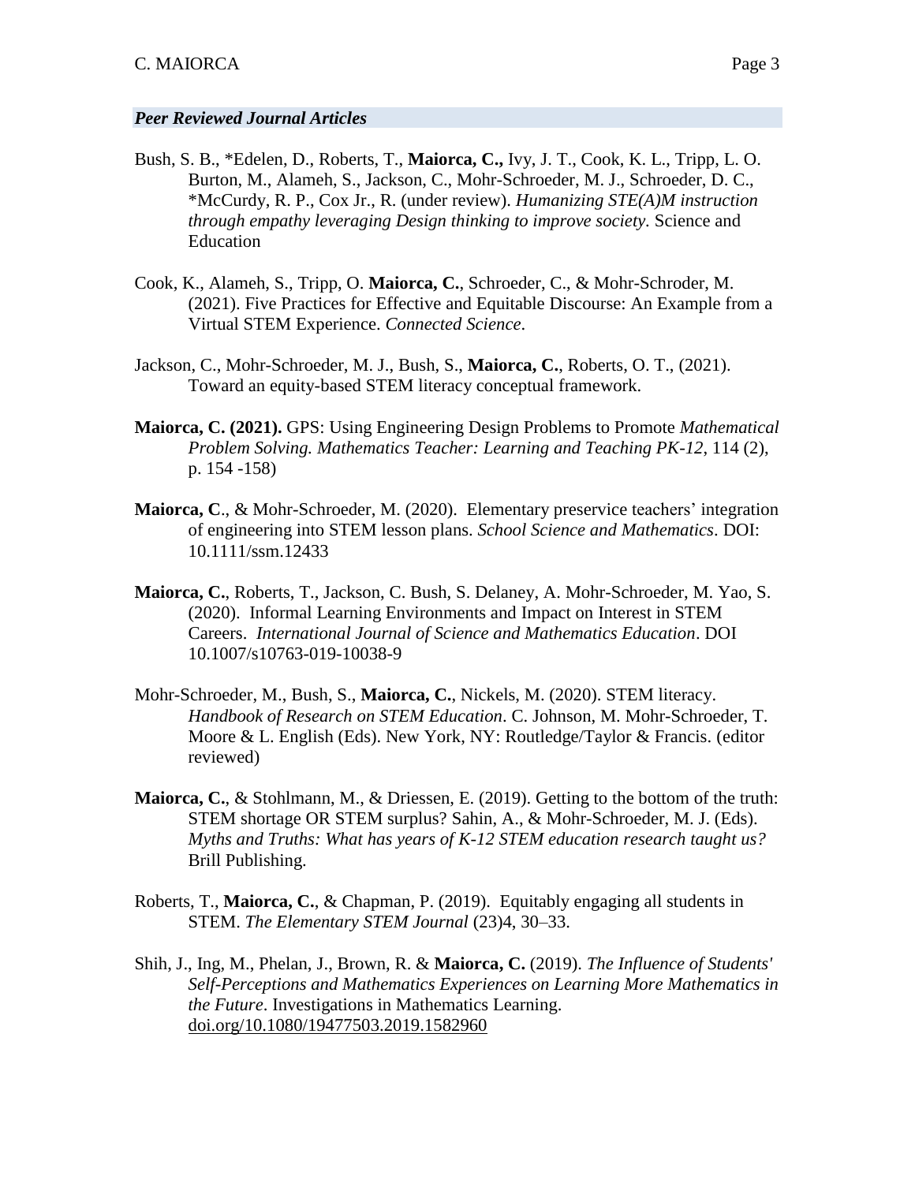### ***Peer Reviewed Journal Articles***

Bush, S. B., *Edelen, D., Roberts, T., **Maiorca, C.,** Ivy, J. T., Cook, K. L., Tripp, L. O. Burton, M., Alameh, S., Jackson, C., Mohr-Schroeder, M. J., Schroeder, D. C., *McCurdy, R. P., Cox Jr., R. (under review). *Humanizing STE(A)M instruction through empathy leveraging Design thinking to improve society*. Science and Education

Cook, K., Alameh, S., Tripp, O. **Maiorca, C.**, Schroeder, C., & Mohr-Schroder, M. (2021). Five Practices for Effective and Equitable Discourse: An Example from a Virtual STEM Experience. *Connected Science*.

Jackson, C., Mohr-Schroeder, M. J., Bush, S., **Maiorca, C.**, Roberts, O. T., (2021). Toward an equity-based STEM literacy conceptual framework.

**Maiorca, C. (2021).** GPS: Using Engineering Design Problems to Promote *Mathematical Problem Solving. Mathematics Teacher: Learning and Teaching PK-12*, 114 (2), p. 154 -158)

**Maiorca, C**., & Mohr-Schroeder, M. (2020). Elementary preservice teachers' integration of engineering into STEM lesson plans. *School Science and Mathematics*. DOI: 10.1111/ssm.12433

**Maiorca, C.**, Roberts, T., Jackson, C. Bush, S. Delaney, A. Mohr-Schroeder, M. Yao, S. (2020). Informal Learning Environments and Impact on Interest in STEM Careers. *International Journal of Science and Mathematics Education*. DOI 10.1007/s10763-019-10038-9

Mohr-Schroeder, M., Bush, S., **Maiorca, C.**, Nickels, M. (2020). STEM literacy. *Handbook of Research on STEM Education*. C. Johnson, M. Mohr-Schroeder, T. Moore & L. English (Eds). New York, NY: Routledge/Taylor & Francis. (editor reviewed)

**Maiorca, C.**, & Stohlmann, M., & Driessen, E. (2019). Getting to the bottom of the truth: STEM shortage OR STEM surplus? Sahin, A., & Mohr-Schroeder, M. J. (Eds). *Myths and Truths: What has years of K-12 STEM education research taught us?* Brill Publishing.

Roberts, T., **Maiorca, C.**, & Chapman, P. (2019). Equitably engaging all students in STEM. *The Elementary STEM Journal* (23)4, 30–33.

Shih, J., Ing, M., Phelan, J., Brown, R. & **Maiorca, C.** (2019). *The Influence of Students' Self-Perceptions and Mathematics Experiences on Learning More Mathematics in the Future*. Investigations in Mathematics Learning. doi.org/10.1080/19477503.2019.1582960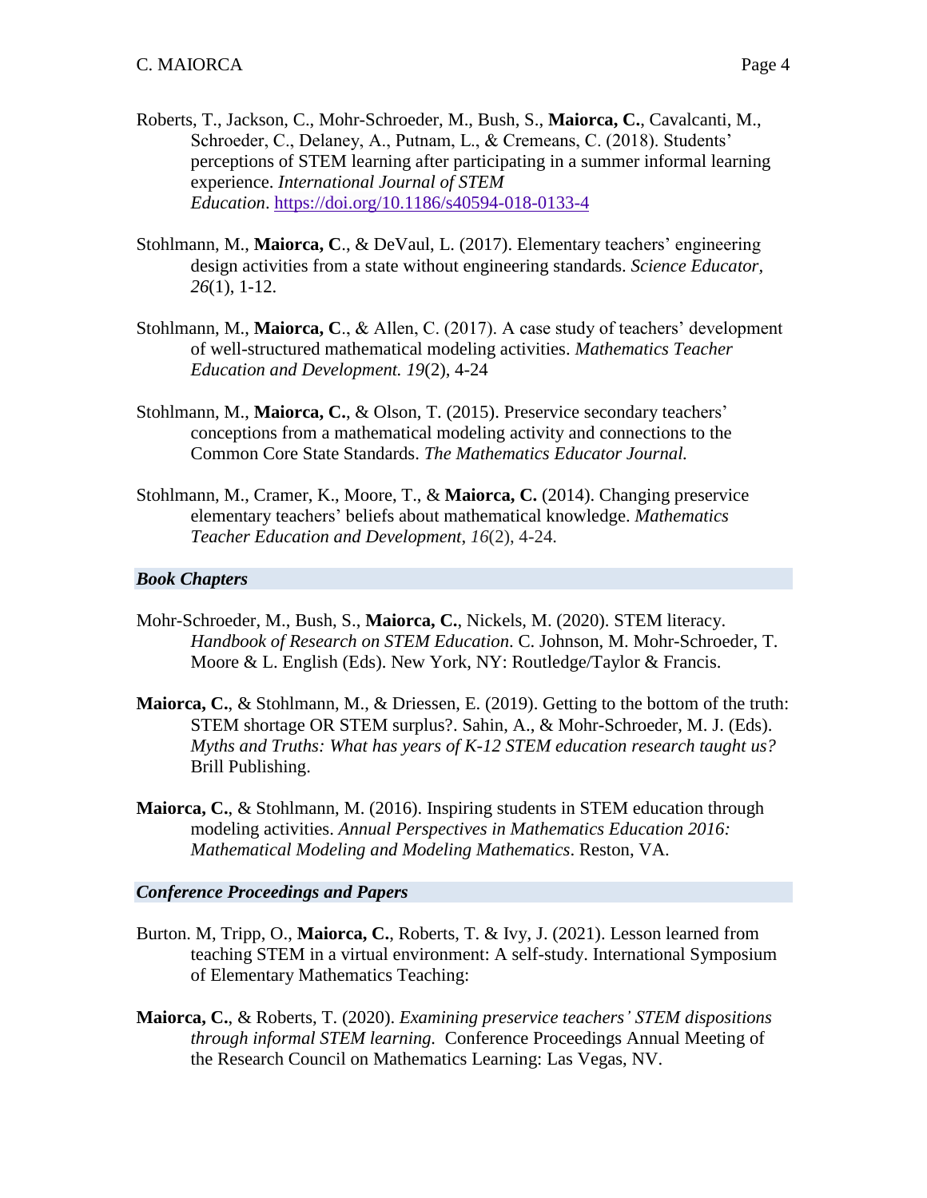Roberts, T., Jackson, C., Mohr-Schroeder, M., Bush, S., **Maiorca, C.**, Cavalcanti, M., Schroeder, C., Delaney, A., Putnam, L., & Cremeans, C. (2018). Students' perceptions of STEM learning after participating in a summer informal learning experience. *International Journal of STEM Education*. https://doi.org/10.1186/s40594-018-0133-4

Stohlmann, M., **Maiorca, C**., & DeVaul, L. (2017). Elementary teachers' engineering design activities from a state without engineering standards. *Science Educator*, *26*(1), 1-12.

Stohlmann, M., **Maiorca, C**., & Allen, C. (2017). A case study of teachers' development of well-structured mathematical modeling activities. *Mathematics Teacher Education and Development. 19*(2), 4-24

Stohlmann, M., **Maiorca, C.**, & Olson, T. (2015). Preservice secondary teachers' conceptions from a mathematical modeling activity and connections to the Common Core State Standards. *The Mathematics Educator Journal.*

Stohlmann, M., Cramer, K., Moore, T., & **Maiorca, C.** (2014). Changing preservice elementary teachers' beliefs about mathematical knowledge. *Mathematics Teacher Education and Development*, *16*(2), 4-24.

### *Book Chapters*

Mohr-Schroeder, M., Bush, S., **Maiorca, C.**, Nickels, M. (2020). STEM literacy. *Handbook of Research on STEM Education*. C. Johnson, M. Mohr-Schroeder, T. Moore & L. English (Eds). New York, NY: Routledge/Taylor & Francis.

**Maiorca, C.**, & Stohlmann, M., & Driessen, E. (2019). Getting to the bottom of the truth: STEM shortage OR STEM surplus?. Sahin, A., & Mohr-Schroeder, M. J. (Eds). *Myths and Truths: What has years of K-12 STEM education research taught us?* Brill Publishing.

**Maiorca, C.**, & Stohlmann, M. (2016). Inspiring students in STEM education through modeling activities. *Annual Perspectives in Mathematics Education 2016: Mathematical Modeling and Modeling Mathematics*. Reston, VA.

### *Conference Proceedings and Papers*

Burton. M, Tripp, O., **Maiorca, C.**, Roberts, T. & Ivy, J. (2021). Lesson learned from teaching STEM in a virtual environment: A self-study. International Symposium of Elementary Mathematics Teaching:

**Maiorca, C.**, & Roberts, T. (2020). *Examining preservice teachers' STEM dispositions through informal STEM learning.* Conference Proceedings Annual Meeting of the Research Council on Mathematics Learning: Las Vegas, NV.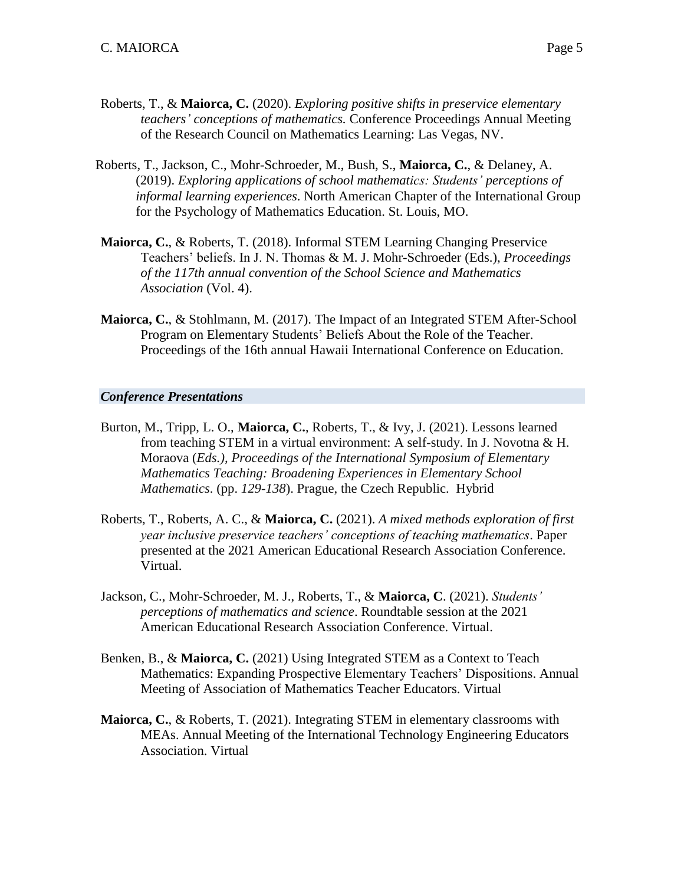Roberts, T., & **Maiorca, C.** (2020). *Exploring positive shifts in preservice elementary teachers' conceptions of mathematics.* Conference Proceedings Annual Meeting of the Research Council on Mathematics Learning: Las Vegas, NV.

Roberts, T., Jackson, C., Mohr-Schroeder, M., Bush, S., **Maiorca, C.**, & Delaney, A. (2019). *Exploring applications of school mathematics: Students' perceptions of informal learning experiences*. North American Chapter of the International Group for the Psychology of Mathematics Education. St. Louis, MO.

**Maiorca, C.**, & Roberts, T. (2018). Informal STEM Learning Changing Preservice Teachers' beliefs. In J. N. Thomas & M. J. Mohr-Schroeder (Eds.), *Proceedings of the 117th annual convention of the School Science and Mathematics Association* (Vol. 4).

**Maiorca, C.**, & Stohlmann, M. (2017). The Impact of an Integrated STEM After-School Program on Elementary Students' Beliefs About the Role of the Teacher. Proceedings of the 16th annual Hawaii International Conference on Education.

### *Conference Presentations*

Burton, M., Tripp, L. O., **Maiorca, C.**, Roberts, T., & Ivy, J. (2021). Lessons learned from teaching STEM in a virtual environment: A self-study. In J. Novotna & H. Moraova (*Eds.), Proceedings of the International Symposium of Elementary Mathematics Teaching: Broadening Experiences in Elementary School Mathematics*. (pp. *129-138*). Prague, the Czech Republic. Hybrid

Roberts, T., Roberts, A. C., & **Maiorca, C.** (2021). *A mixed methods exploration of first year inclusive preservice teachers' conceptions of teaching mathematics*. Paper presented at the 2021 American Educational Research Association Conference. Virtual.

Jackson, C., Mohr-Schroeder, M. J., Roberts, T., & **Maiorca, C**. (2021). *Students' perceptions of mathematics and science*. Roundtable session at the 2021 American Educational Research Association Conference. Virtual.

Benken, B., & **Maiorca, C.** (2021) Using Integrated STEM as a Context to Teach Mathematics: Expanding Prospective Elementary Teachers' Dispositions. Annual Meeting of Association of Mathematics Teacher Educators. Virtual

**Maiorca, C.**, & Roberts, T. (2021). Integrating STEM in elementary classrooms with MEAs. Annual Meeting of the International Technology Engineering Educators Association. Virtual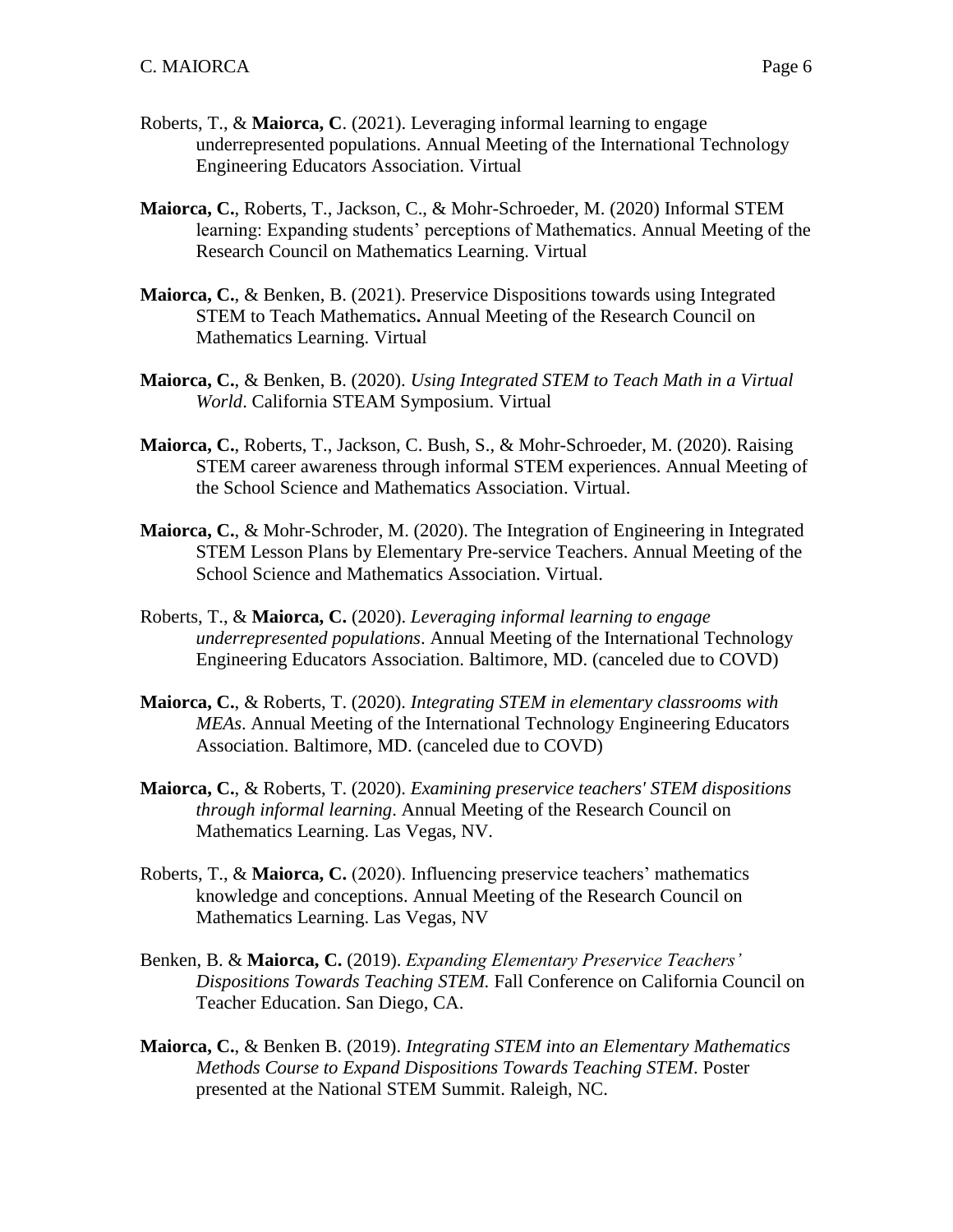Roberts, T., & **Maiorca, C**. (2021). Leveraging informal learning to engage underrepresented populations. Annual Meeting of the International Technology Engineering Educators Association. Virtual

**Maiorca, C.**, Roberts, T., Jackson, C., & Mohr-Schroeder, M. (2020) Informal STEM learning: Expanding students' perceptions of Mathematics. Annual Meeting of the Research Council on Mathematics Learning. Virtual

**Maiorca, C.**, & Benken, B. (2021). Preservice Dispositions towards using Integrated STEM to Teach Mathematics**.** Annual Meeting of the Research Council on Mathematics Learning. Virtual

**Maiorca, C.**, & Benken, B. (2020). *Using Integrated STEM to Teach Math in a Virtual World*. California STEAM Symposium. Virtual

**Maiorca, C.**, Roberts, T., Jackson, C. Bush, S., & Mohr-Schroeder, M. (2020). Raising STEM career awareness through informal STEM experiences. Annual Meeting of the School Science and Mathematics Association. Virtual.

**Maiorca, C.**, & Mohr-Schroder, M. (2020). The Integration of Engineering in Integrated STEM Lesson Plans by Elementary Pre-service Teachers. Annual Meeting of the School Science and Mathematics Association. Virtual.

Roberts, T., & **Maiorca, C.** (2020). *Leveraging informal learning to engage underrepresented populations*. Annual Meeting of the International Technology Engineering Educators Association. Baltimore, MD. (canceled due to COVD)

**Maiorca, C.**, & Roberts, T. (2020). *Integrating STEM in elementary classrooms with MEAs*. Annual Meeting of the International Technology Engineering Educators Association. Baltimore, MD. (canceled due to COVD)

**Maiorca, C.**, & Roberts, T. (2020). *Examining preservice teachers' STEM dispositions through informal learning*. Annual Meeting of the Research Council on Mathematics Learning. Las Vegas, NV.

Roberts, T., & **Maiorca, C.** (2020). Influencing preservice teachers' mathematics knowledge and conceptions. Annual Meeting of the Research Council on Mathematics Learning. Las Vegas, NV

Benken, B. & **Maiorca, C.** (2019). *Expanding Elementary Preservice Teachers' Dispositions Towards Teaching STEM.* Fall Conference on California Council on Teacher Education. San Diego, CA.

**Maiorca, C.**, & Benken B. (2019). *Integrating STEM into an Elementary Mathematics Methods Course to Expand Dispositions Towards Teaching STEM*. Poster presented at the National STEM Summit. Raleigh, NC.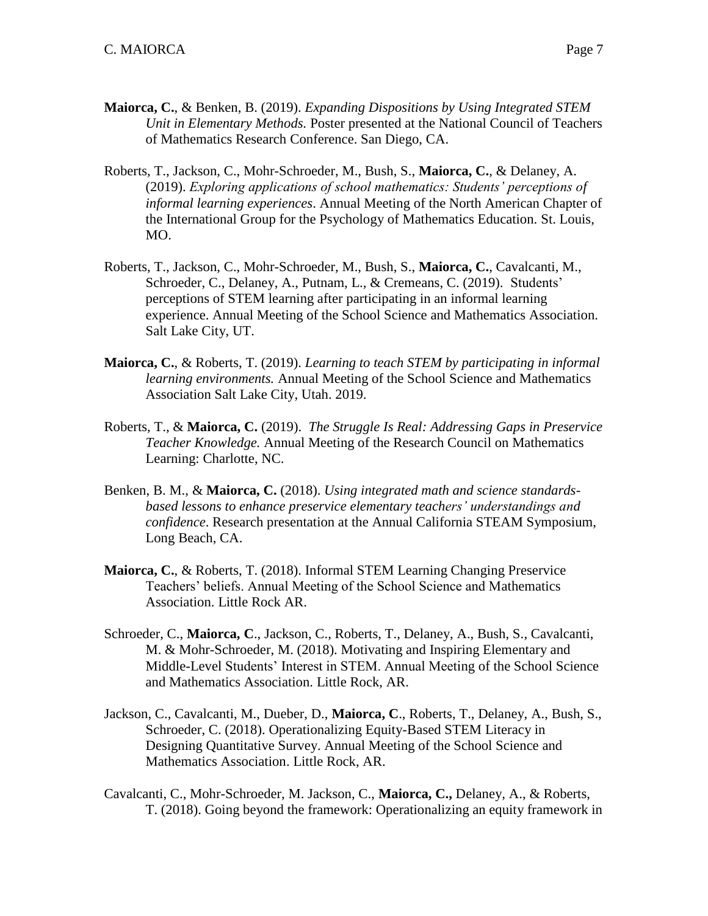**Maiorca, C.**, & Benken, B. (2019). *Expanding Dispositions by Using Integrated STEM Unit in Elementary Methods.* Poster presented at the National Council of Teachers of Mathematics Research Conference. San Diego, CA.

Roberts, T., Jackson, C., Mohr-Schroeder, M., Bush, S., **Maiorca, C.**, & Delaney, A. (2019). *Exploring applications of school mathematics: Students' perceptions of informal learning experiences*. Annual Meeting of the North American Chapter of the International Group for the Psychology of Mathematics Education. St. Louis, MO.

Roberts, T., Jackson, C., Mohr-Schroeder, M., Bush, S., **Maiorca, C.**, Cavalcanti, M., Schroeder, C., Delaney, A., Putnam, L., & Cremeans, C. (2019). Students' perceptions of STEM learning after participating in an informal learning experience. Annual Meeting of the School Science and Mathematics Association. Salt Lake City, UT.

**Maiorca, C.**, & Roberts, T. (2019). *Learning to teach STEM by participating in informal learning environments.* Annual Meeting of the School Science and Mathematics Association Salt Lake City, Utah. 2019.

Roberts, T., & **Maiorca, C.** (2019). *The Struggle Is Real: Addressing Gaps in Preservice Teacher Knowledge.* Annual Meeting of the Research Council on Mathematics Learning: Charlotte, NC.

Benken, B. M., & **Maiorca, C.** (2018). *Using integrated math and science standards-based lessons to enhance preservice elementary teachers' understandings and confidence*. Research presentation at the Annual California STEAM Symposium, Long Beach, CA.

**Maiorca, C.**, & Roberts, T. (2018). Informal STEM Learning Changing Preservice Teachers' beliefs. Annual Meeting of the School Science and Mathematics Association. Little Rock AR.

Schroeder, C., **Maiorca, C**., Jackson, C., Roberts, T., Delaney, A., Bush, S., Cavalcanti, M. & Mohr-Schroeder, M. (2018). Motivating and Inspiring Elementary and Middle-Level Students' Interest in STEM. Annual Meeting of the School Science and Mathematics Association. Little Rock, AR.

Jackson, C., Cavalcanti, M., Dueber, D., **Maiorca, C**., Roberts, T., Delaney, A., Bush, S., Schroeder, C. (2018). Operationalizing Equity-Based STEM Literacy in Designing Quantitative Survey. Annual Meeting of the School Science and Mathematics Association. Little Rock, AR.

Cavalcanti, C., Mohr-Schroeder, M. Jackson, C., **Maiorca, C.,** Delaney, A., & Roberts, T. (2018). Going beyond the framework: Operationalizing an equity framework in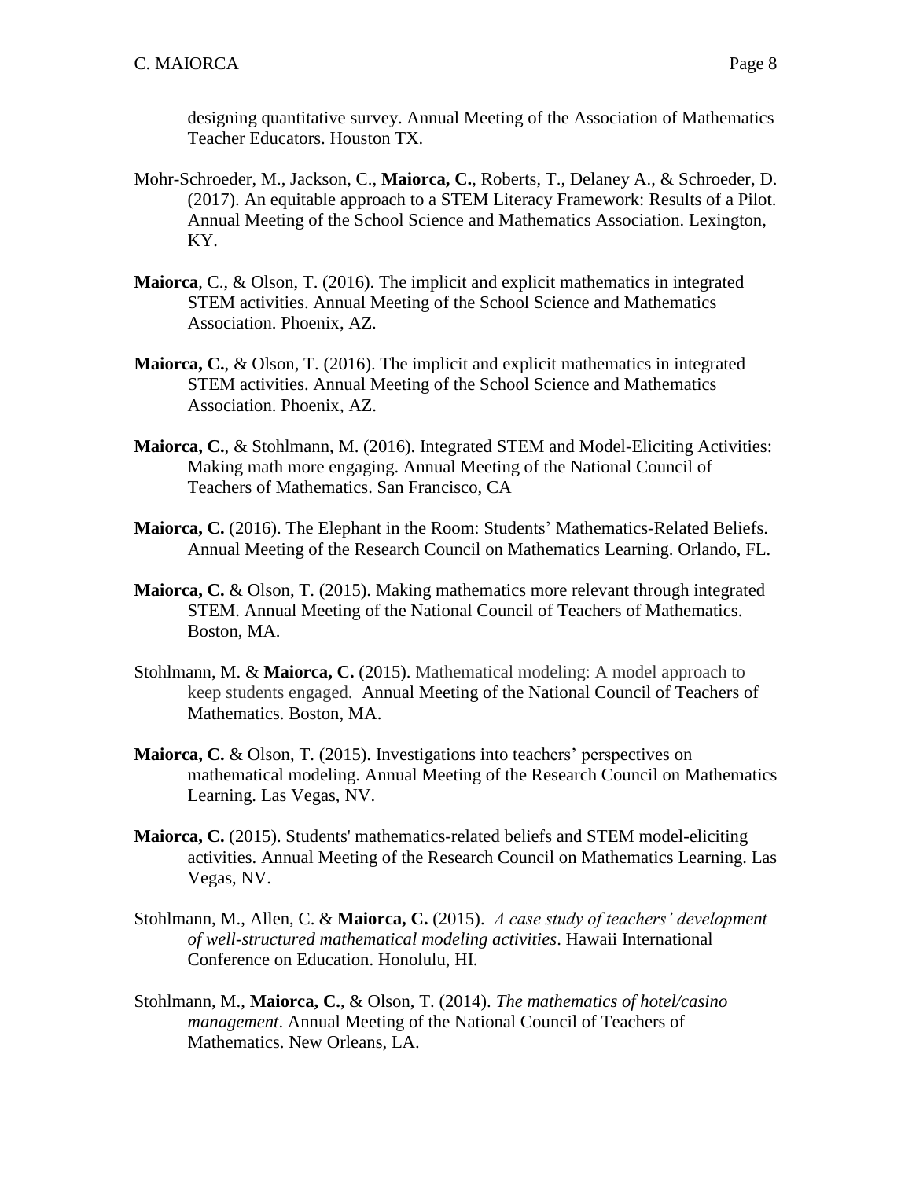designing quantitative survey. Annual Meeting of the Association of Mathematics Teacher Educators. Houston TX.

Mohr-Schroeder, M., Jackson, C., **Maiorca, C.**, Roberts, T., Delaney A., & Schroeder, D. (2017). An equitable approach to a STEM Literacy Framework: Results of a Pilot. Annual Meeting of the School Science and Mathematics Association. Lexington, KY.

**Maiorca**, C., & Olson, T. (2016). The implicit and explicit mathematics in integrated STEM activities. Annual Meeting of the School Science and Mathematics Association. Phoenix, AZ.

**Maiorca, C.**, & Olson, T. (2016). The implicit and explicit mathematics in integrated STEM activities. Annual Meeting of the School Science and Mathematics Association. Phoenix, AZ.

**Maiorca, C.**, & Stohlmann, M. (2016). Integrated STEM and Model-Eliciting Activities: Making math more engaging. Annual Meeting of the National Council of Teachers of Mathematics. San Francisco, CA

**Maiorca, C.** (2016). The Elephant in the Room: Students' Mathematics-Related Beliefs. Annual Meeting of the Research Council on Mathematics Learning. Orlando, FL.

**Maiorca, C.** & Olson, T. (2015). Making mathematics more relevant through integrated STEM. Annual Meeting of the National Council of Teachers of Mathematics. Boston, MA.

Stohlmann, M. & **Maiorca, C.** (2015). Mathematical modeling: A model approach to keep students engaged. Annual Meeting of the National Council of Teachers of Mathematics. Boston, MA.

**Maiorca, C.** & Olson, T. (2015). Investigations into teachers' perspectives on mathematical modeling. Annual Meeting of the Research Council on Mathematics Learning. Las Vegas, NV.

**Maiorca, C.** (2015). Students' mathematics-related beliefs and STEM model-eliciting activities. Annual Meeting of the Research Council on Mathematics Learning. Las Vegas, NV.

Stohlmann, M., Allen, C. & **Maiorca, C.** (2015). *A case study of teachers' development of well-structured mathematical modeling activities*. Hawaii International Conference on Education. Honolulu, HI.

Stohlmann, M., **Maiorca, C.**, & Olson, T. (2014). *The mathematics of hotel/casino management*. Annual Meeting of the National Council of Teachers of Mathematics. New Orleans, LA.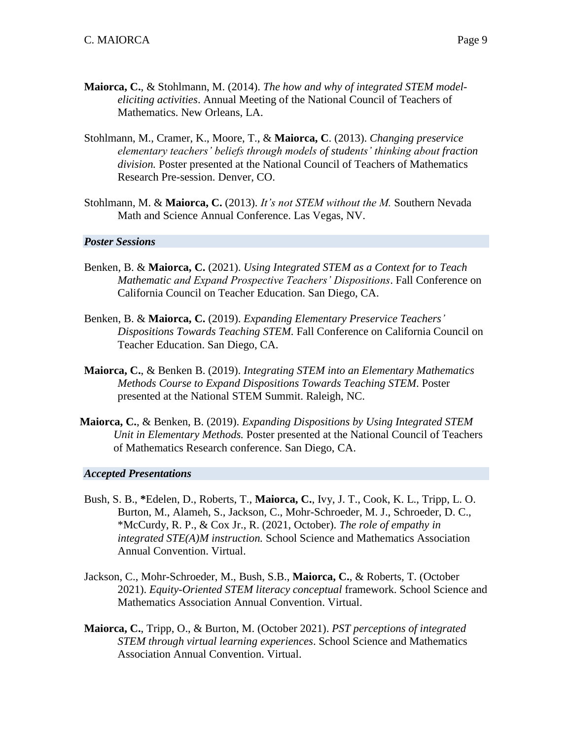**Maiorca, C.**, & Stohlmann, M. (2014). *The how and why of integrated STEM model-eliciting activities*. Annual Meeting of the National Council of Teachers of Mathematics. New Orleans, LA.

Stohlmann, M., Cramer, K., Moore, T., & **Maiorca, C**. (2013). *Changing preservice elementary teachers' beliefs through models of students' thinking about fraction division.* Poster presented at the National Council of Teachers of Mathematics Research Pre-session. Denver, CO.

Stohlmann, M. & **Maiorca, C.** (2013). *It's not STEM without the M.* Southern Nevada Math and Science Annual Conference. Las Vegas, NV.

### *Poster Sessions*

Benken, B. & **Maiorca, C.** (2021). *Using Integrated STEM as a Context for to Teach Mathematic and Expand Prospective Teachers' Dispositions*. Fall Conference on California Council on Teacher Education. San Diego, CA.

Benken, B. & **Maiorca, C.** (2019). *Expanding Elementary Preservice Teachers' Dispositions Towards Teaching STEM.* Fall Conference on California Council on Teacher Education. San Diego, CA.

**Maiorca, C.**, & Benken B. (2019). *Integrating STEM into an Elementary Mathematics Methods Course to Expand Dispositions Towards Teaching STEM*. Poster presented at the National STEM Summit. Raleigh, NC.

**Maiorca, C.**, & Benken, B. (2019). *Expanding Dispositions by Using Integrated STEM Unit in Elementary Methods.* Poster presented at the National Council of Teachers of Mathematics Research conference. San Diego, CA.

### *Accepted Presentations*

Bush, S. B., **\***Edelen, D., Roberts, T., **Maiorca, C.**, Ivy, J. T., Cook, K. L., Tripp, L. O. Burton, M., Alameh, S., Jackson, C., Mohr-Schroeder, M. J., Schroeder, D. C., *McCurdy, R. P., & Cox Jr., R. (2021, October). *The role of empathy in integrated STE(A)M instruction.* School Science and Mathematics Association Annual Convention. Virtual.

Jackson, C., Mohr-Schroeder, M., Bush, S.B., **Maiorca, C.**, & Roberts, T. (October 2021). *Equity-Oriented STEM literacy conceptual* framework. School Science and Mathematics Association Annual Convention. Virtual.

**Maiorca, C.**, Tripp, O., & Burton, M. (October 2021). *PST perceptions of integrated STEM through virtual learning experiences*. School Science and Mathematics Association Annual Convention. Virtual.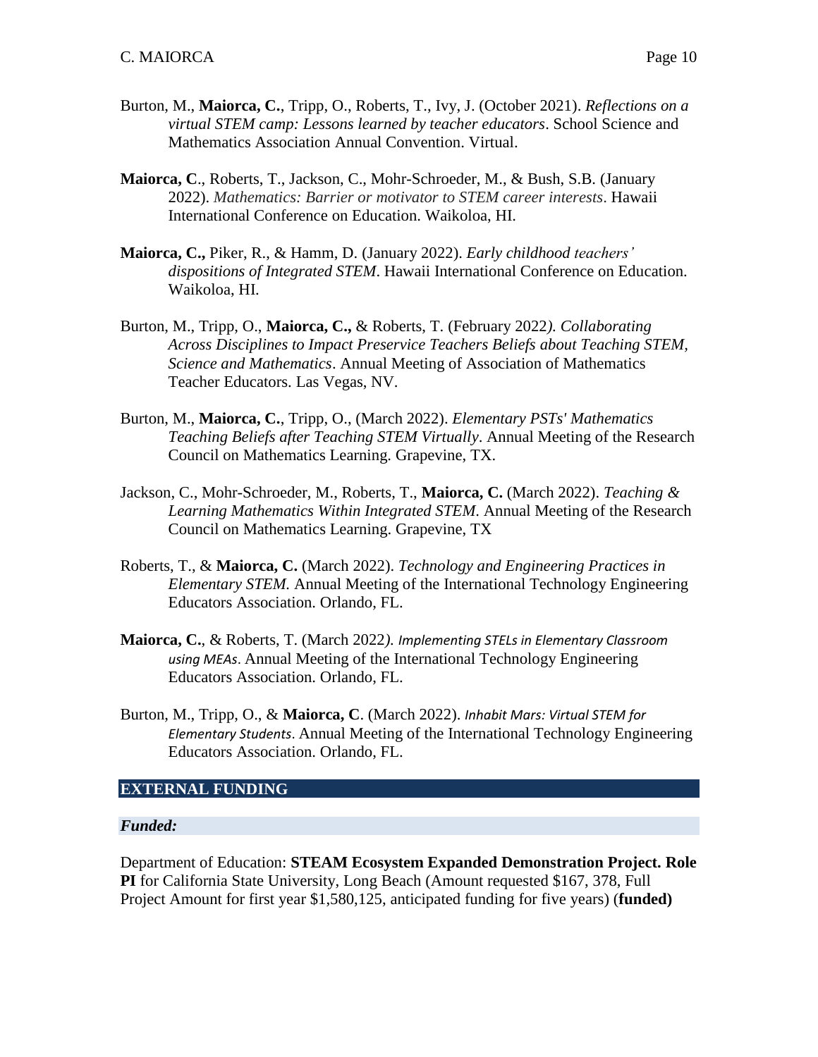Burton, M., **Maiorca, C.**, Tripp, O., Roberts, T., Ivy, J. (October 2021). *Reflections on a virtual STEM camp: Lessons learned by teacher educators*. School Science and Mathematics Association Annual Convention. Virtual.

**Maiorca, C**., Roberts, T., Jackson, C., Mohr-Schroeder, M., & Bush, S.B. (January 2022). *Mathematics: Barrier or motivator to STEM career interests*. Hawaii International Conference on Education. Waikoloa, HI.

**Maiorca, C.,** Piker, R., & Hamm, D. (January 2022). *Early childhood teachers' dispositions of Integrated STEM*. Hawaii International Conference on Education. Waikoloa, HI.

Burton, M., Tripp, O., **Maiorca, C.,** & Roberts, T. (February 2022*). Collaborating Across Disciplines to Impact Preservice Teachers Beliefs about Teaching STEM, Science and Mathematics*. Annual Meeting of Association of Mathematics Teacher Educators. Las Vegas, NV.

Burton, M., **Maiorca, C.**, Tripp, O., (March 2022). *Elementary PSTs' Mathematics Teaching Beliefs after Teaching STEM Virtually*. Annual Meeting of the Research Council on Mathematics Learning. Grapevine, TX.

Jackson, C., Mohr-Schroeder, M., Roberts, T., **Maiorca, C.** (March 2022). *Teaching & Learning Mathematics Within Integrated STEM*. Annual Meeting of the Research Council on Mathematics Learning. Grapevine, TX

Roberts, T., & **Maiorca, C.** (March 2022). *Technology and Engineering Practices in Elementary STEM.* Annual Meeting of the International Technology Engineering Educators Association. Orlando, FL.

**Maiorca, C.**, & Roberts, T. (March 2022*). Implementing STELs in Elementary Classroom using MEAs*. Annual Meeting of the International Technology Engineering Educators Association. Orlando, FL.

Burton, M., Tripp, O., & **Maiorca, C**. (March 2022). *Inhabit Mars: Virtual STEM for Elementary Students*. Annual Meeting of the International Technology Engineering Educators Association. Orlando, FL.

## EXTERNAL FUNDING

### *Funded:*

Department of Education: **STEAM Ecosystem Expanded Demonstration Project. Role PI** for California State University, Long Beach (Amount requested $167, 378, Full Project Amount for first year $1,580,125, anticipated funding for five years) (**funded)**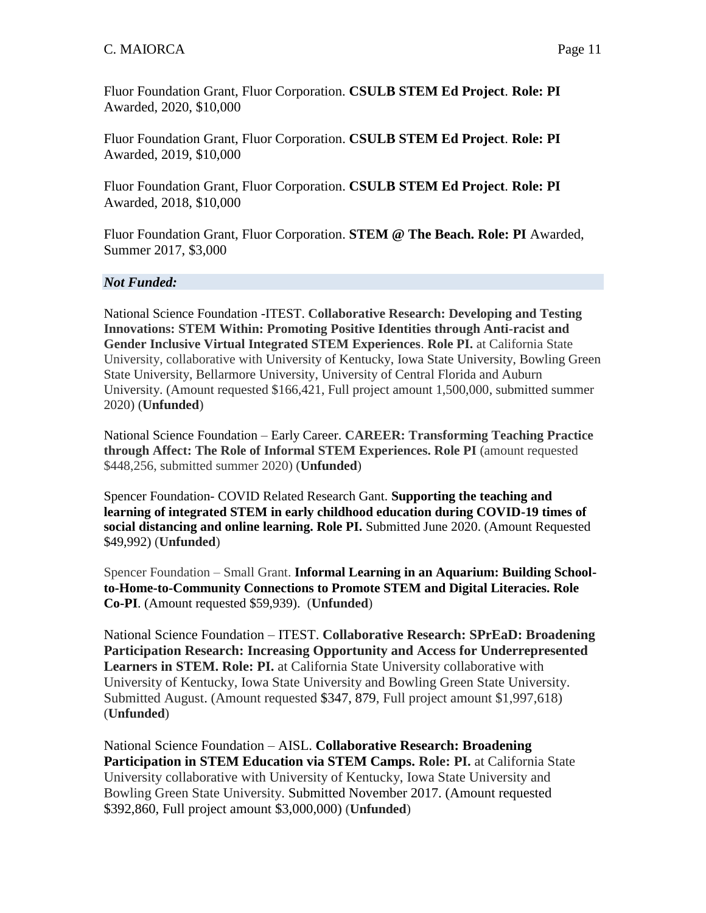Fluor Foundation Grant, Fluor Corporation. **CSULB STEM Ed Project**. **Role: PI** Awarded, 2020, $10,000

Fluor Foundation Grant, Fluor Corporation. **CSULB STEM Ed Project**. **Role: PI** Awarded, 2019, $10,000

Fluor Foundation Grant, Fluor Corporation. **CSULB STEM Ed Project**. **Role: PI** Awarded, 2018, $10,000

Fluor Foundation Grant, Fluor Corporation. **STEM @ The Beach. Role: PI** Awarded, Summer 2017, $3,000

***Not Funded:***

National Science Foundation -ITEST. **Collaborative Research: Developing and Testing Innovations: STEM Within: Promoting Positive Identities through Anti-racist and Gender Inclusive Virtual Integrated STEM Experiences**. **Role PI.** at California State University, collaborative with University of Kentucky, Iowa State University, Bowling Green State University, Bellarmore University, University of Central Florida and Auburn University. (Amount requested $166,421, Full project amount 1,500,000, submitted summer 2020) (**Unfunded**)

National Science Foundation – Early Career. **CAREER: Transforming Teaching Practice through Affect: The Role of Informal STEM Experiences. Role PI** (amount requested $448,256, submitted summer 2020) (**Unfunded**)

Spencer Foundation- COVID Related Research Gant. **Supporting the teaching and learning of integrated STEM in early childhood education during COVID-19 times of social distancing and online learning. Role PI.** Submitted June 2020. (Amount Requested $49,992) (**Unfunded**)

Spencer Foundation – Small Grant. **Informal Learning in an Aquarium: Building School-to-Home-to-Community Connections to Promote STEM and Digital Literacies. Role Co-PI**. (Amount requested $59,939). (**Unfunded**)

National Science Foundation – ITEST. **Collaborative Research: SPrEaD: Broadening Participation Research: Increasing Opportunity and Access for Underrepresented Learners in STEM. Role: PI.** at California State University collaborative with University of Kentucky, Iowa State University and Bowling Green State University. Submitted August. (Amount requested $347, 879, Full project amount $1,997,618) (**Unfunded**)

National Science Foundation – AISL. **Collaborative Research: Broadening Participation in STEM Education via STEM Camps. Role: PI.** at California State University collaborative with University of Kentucky, Iowa State University and Bowling Green State University. Submitted November 2017. (Amount requested $392,860, Full project amount $3,000,000) (**Unfunded**)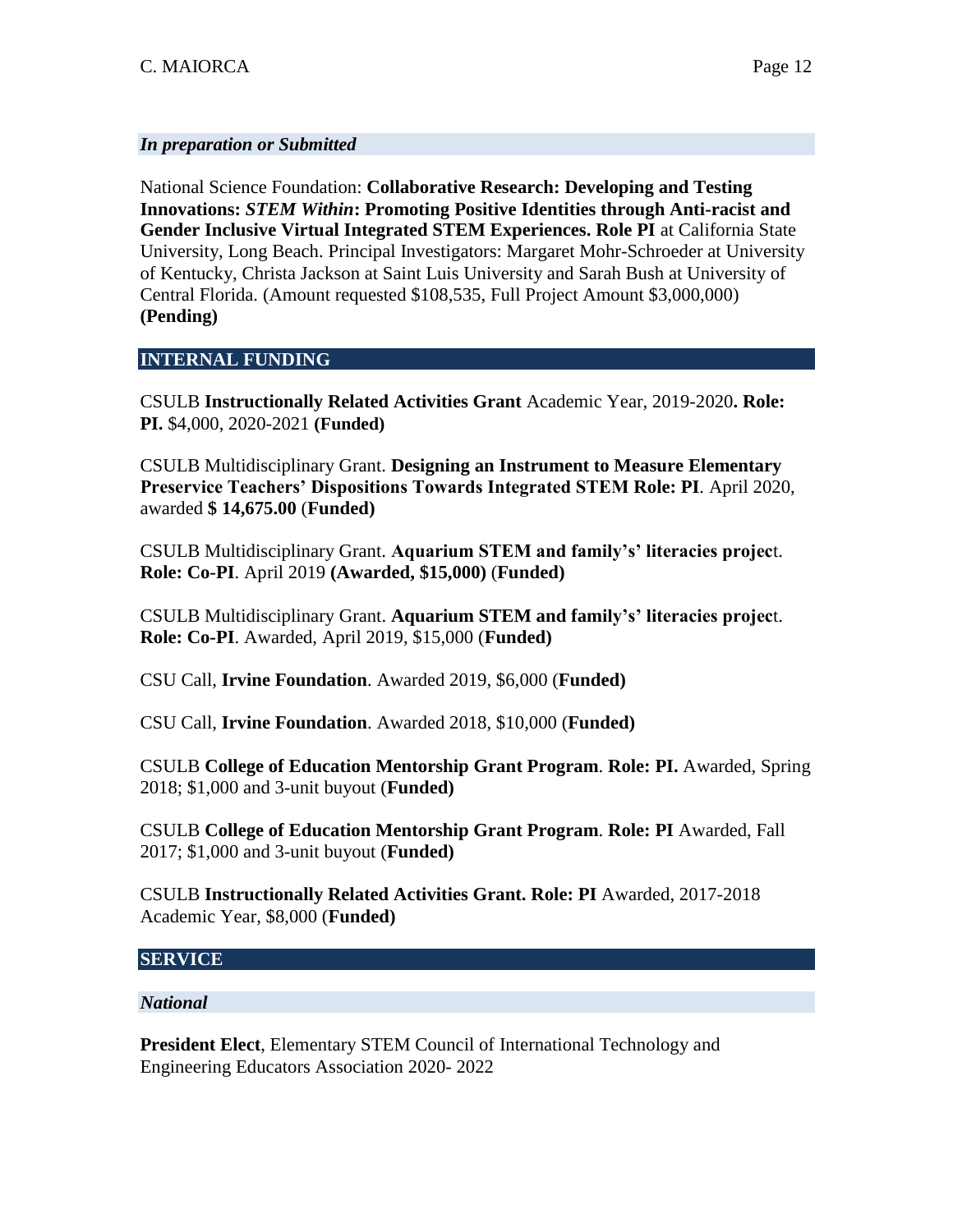### *In preparation or Submitted*

National Science Foundation: **Collaborative Research: Developing and Testing Innovations: *STEM Within*: Promoting Positive Identities through Anti-racist and Gender Inclusive Virtual Integrated STEM Experiences. Role PI** at California State University, Long Beach. Principal Investigators: Margaret Mohr-Schroeder at University of Kentucky, Christa Jackson at Saint Luis University and Sarah Bush at University of Central Florida. (Amount requested $108,535, Full Project Amount $3,000,000) **(Pending)**

## INTERNAL FUNDING

CSULB **Instructionally Related Activities Grant** Academic Year, 2019-2020**. Role: PI.** $4,000, 2020-2021 **(Funded)**

CSULB Multidisciplinary Grant. **Designing an Instrument to Measure Elementary Preservice Teachers' Dispositions Towards Integrated STEM Role: PI**. April 2020, awarded **$ 14,675.00** (**Funded)**

CSULB Multidisciplinary Grant. **Aquarium STEM and family's's' literacies projec**t. **Role: Co-PI**. April 2019 **(Awarded, $15,000)** (**Funded)**

CSULB Multidisciplinary Grant. **Aquarium STEM and family's's' literacies projec**t. **Role: Co-PI**. Awarded, April 2019, $15,000 (**Funded)**

CSU Call, **Irvine Foundation**. Awarded 2019, $6,000 (**Funded)**

CSU Call, **Irvine Foundation**. Awarded 2018, $10,000 (**Funded)**

CSULB **College of Education Mentorship Grant Program**. **Role: PI.** Awarded, Spring 2018; $1,000 and 3-unit buyout (**Funded)**

CSULB **College of Education Mentorship Grant Program**. **Role: PI** Awarded, Fall 2017; $1,000 and 3-unit buyout (**Funded)**

CSULB **Instructionally Related Activities Grant. Role: PI** Awarded, 2017-2018 Academic Year, $8,000 (**Funded)**

## SERVICE

### *National*

**President Elect**, Elementary STEM Council of International Technology and Engineering Educators Association 2020- 2022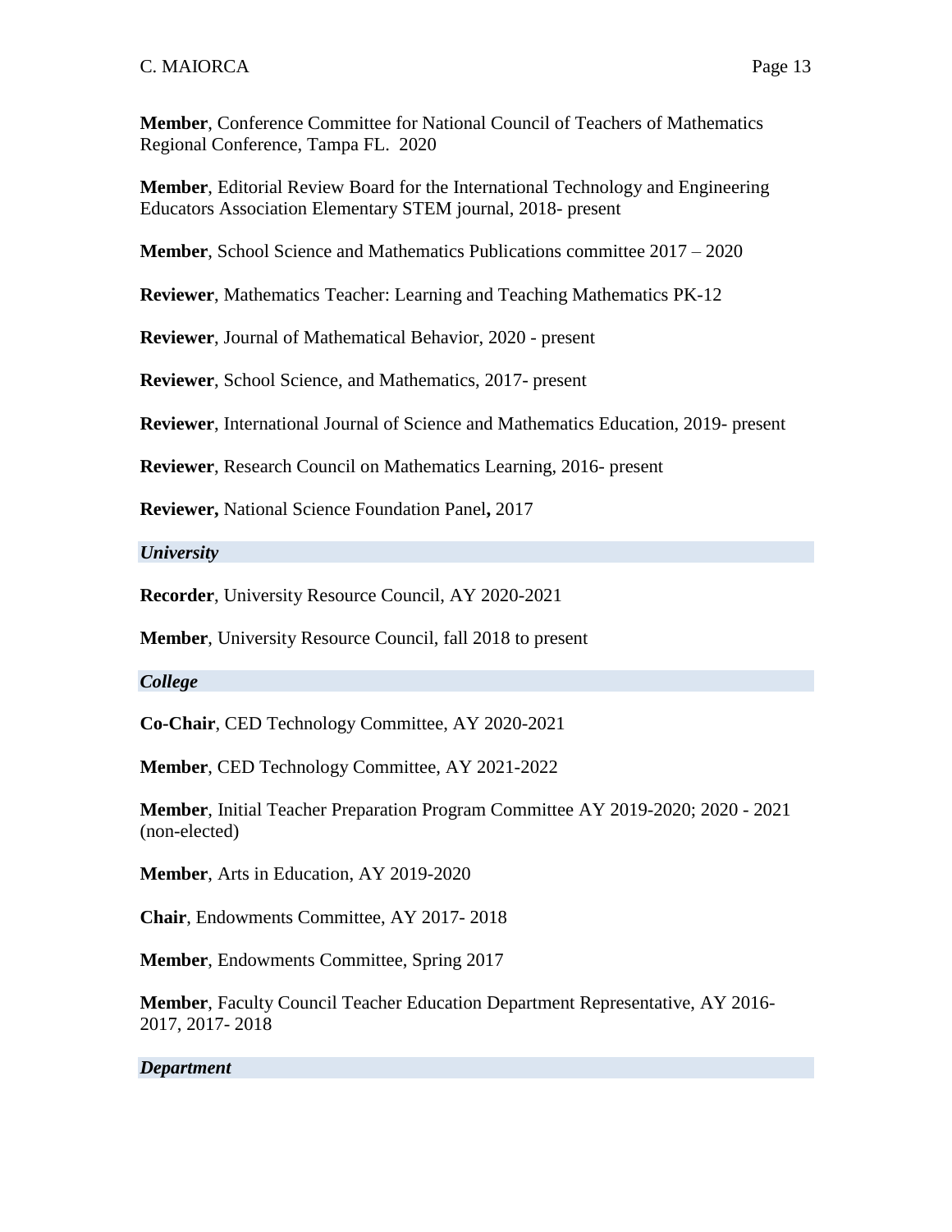**Member**, Conference Committee for National Council of Teachers of Mathematics Regional Conference, Tampa FL. 2020

**Member**, Editorial Review Board for the International Technology and Engineering Educators Association Elementary STEM journal, 2018- present

**Member**, School Science and Mathematics Publications committee 2017 – 2020

**Reviewer**, Mathematics Teacher: Learning and Teaching Mathematics PK-12

**Reviewer**, Journal of Mathematical Behavior, 2020 - present

**Reviewer**, School Science, and Mathematics, 2017- present

**Reviewer**, International Journal of Science and Mathematics Education, 2019- present

**Reviewer**, Research Council on Mathematics Learning, 2016- present

**Reviewer,** National Science Foundation Panel**,** 2017

### *University*

**Recorder**, University Resource Council, AY 2020-2021

**Member**, University Resource Council, fall 2018 to present

### *College*

**Co-Chair**, CED Technology Committee, AY 2020-2021

**Member**, CED Technology Committee, AY 2021-2022

**Member**, Initial Teacher Preparation Program Committee AY 2019-2020; 2020 - 2021 (non-elected)

**Member**, Arts in Education, AY 2019-2020

**Chair**, Endowments Committee, AY 2017- 2018

**Member**, Endowments Committee, Spring 2017

**Member**, Faculty Council Teacher Education Department Representative, AY 2016-2017, 2017- 2018

### *Department*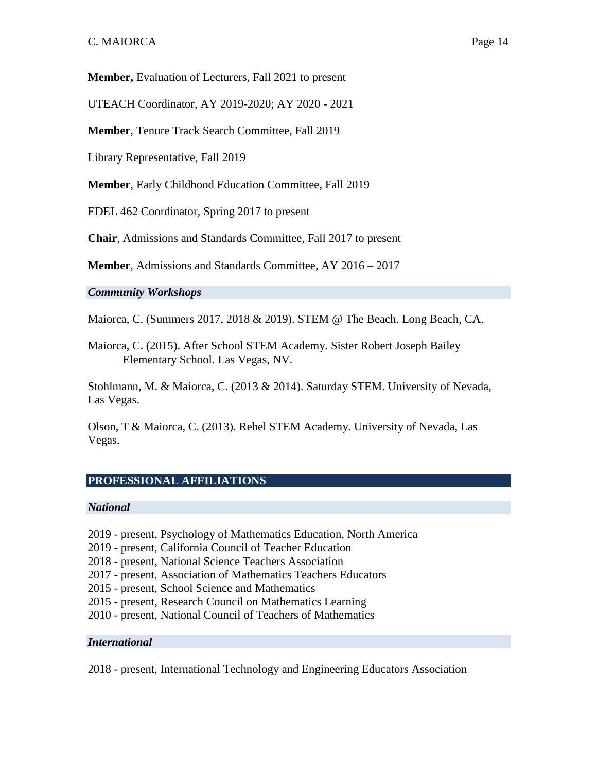**Member,** Evaluation of Lecturers, Fall 2021 to present

UTEACH Coordinator, AY 2019-2020; AY 2020 - 2021

**Member**, Tenure Track Search Committee, Fall 2019

Library Representative, Fall 2019

**Member**, Early Childhood Education Committee, Fall 2019

EDEL 462 Coordinator, Spring 2017 to present

**Chair**, Admissions and Standards Committee, Fall 2017 to present

**Member**, Admissions and Standards Committee, AY 2016 – 2017

### *Community Workshops*

Maiorca, C. (Summers 2017, 2018 & 2019). STEM @ The Beach. Long Beach, CA.

Maiorca, C. (2015). After School STEM Academy. Sister Robert Joseph Bailey Elementary School. Las Vegas, NV.

Stohlmann, M. & Maiorca, C. (2013 & 2014). Saturday STEM. University of Nevada, Las Vegas.

Olson, T & Maiorca, C. (2013). Rebel STEM Academy. University of Nevada, Las Vegas.

## PROFESSIONAL AFFILIATIONS

### *National*

2019 - present, Psychology of Mathematics Education, North America
2019 - present, California Council of Teacher Education
2018 - present, National Science Teachers Association
2017 - present, Association of Mathematics Teachers Educators
2015 - present, School Science and Mathematics
2015 - present, Research Council on Mathematics Learning
2010 - present, National Council of Teachers of Mathematics

### *International*

2018 - present, International Technology and Engineering Educators Association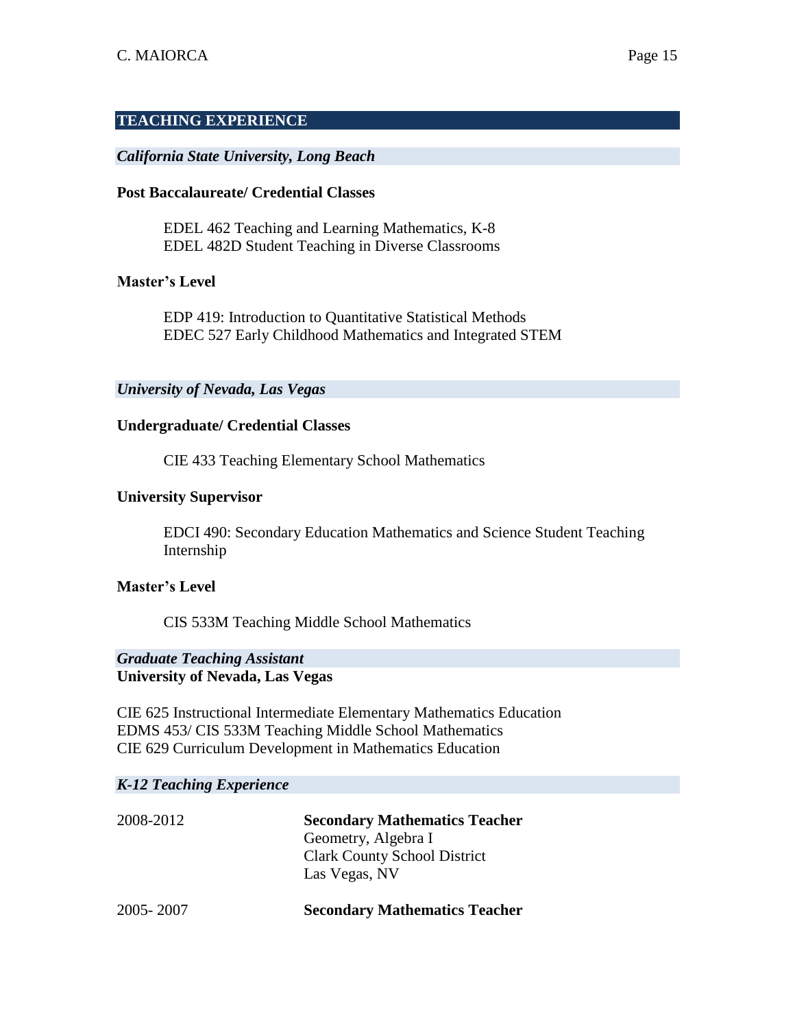## TEACHING EXPERIENCE

### *California State University, Long Beach*

**Post Baccalaureate/ Credential Classes**

EDEL 462 Teaching and Learning Mathematics, K-8
EDEL 482D Student Teaching in Diverse Classrooms

**Master's Level**

EDP 419: Introduction to Quantitative Statistical Methods
EDEC 527 Early Childhood Mathematics and Integrated STEM

### *University of Nevada, Las Vegas*

**Undergraduate/ Credential Classes**

CIE 433 Teaching Elementary School Mathematics

**University Supervisor**

EDCI 490: Secondary Education Mathematics and Science Student Teaching Internship

**Master's Level**

CIS 533M Teaching Middle School Mathematics

### *Graduate Teaching Assistant*

**University of Nevada, Las Vegas**

CIE 625 Instructional Intermediate Elementary Mathematics Education
EDMS 453/ CIS 533M Teaching Middle School Mathematics
CIE 629 Curriculum Development in Mathematics Education

### *K-12 Teaching Experience*

2008-2012 **Secondary Mathematics Teacher**
Geometry, Algebra I
Clark County School District
Las Vegas, NV

2005- 2007 **Secondary Mathematics Teacher**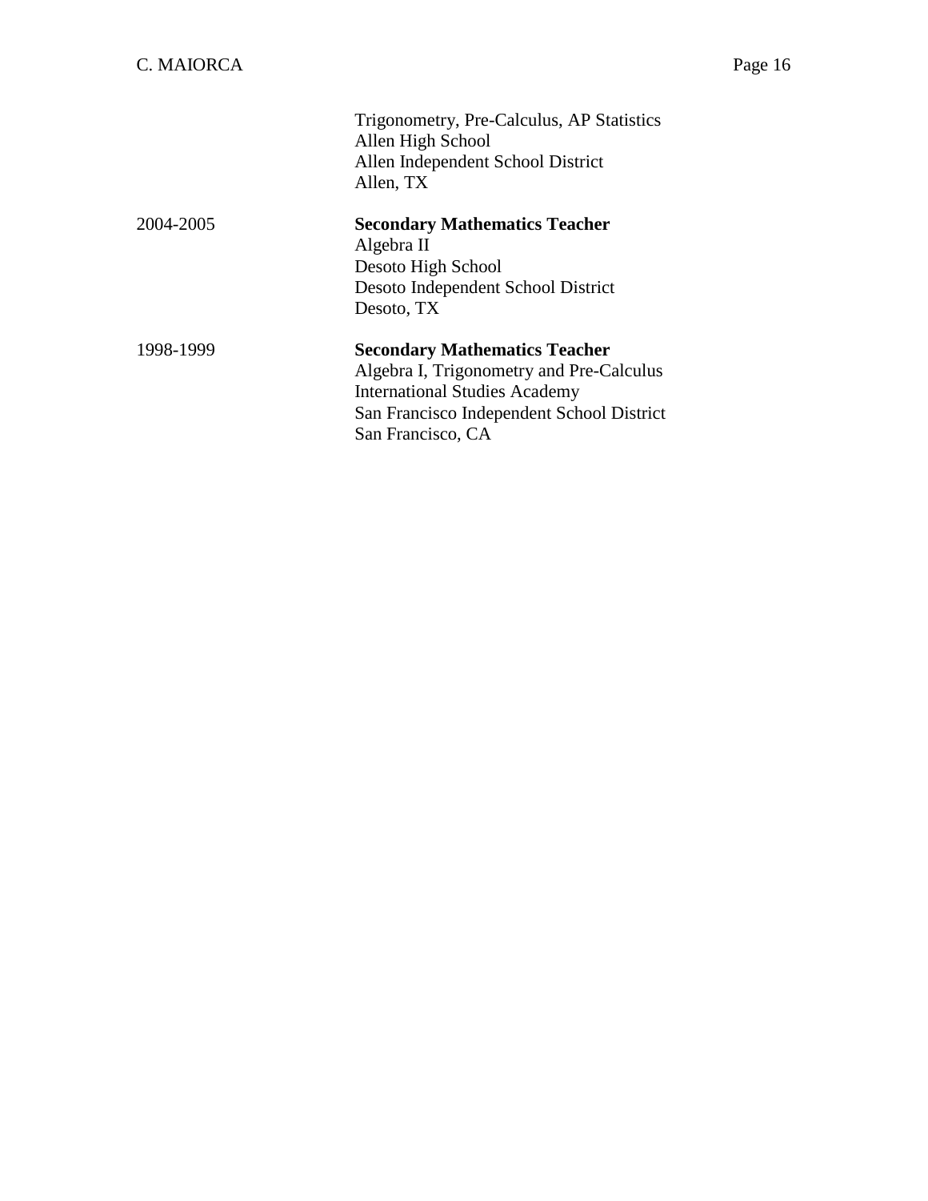Trigonometry, Pre-Calculus, AP Statistics
Allen High School
Allen Independent School District
Allen, TX

2004-2005 **Secondary Mathematics Teacher**
Algebra II
Desoto High School
Desoto Independent School District
Desoto, TX

1998-1999 **Secondary Mathematics Teacher**
Algebra I, Trigonometry and Pre-Calculus
International Studies Academy
San Francisco Independent School District
San Francisco, CA